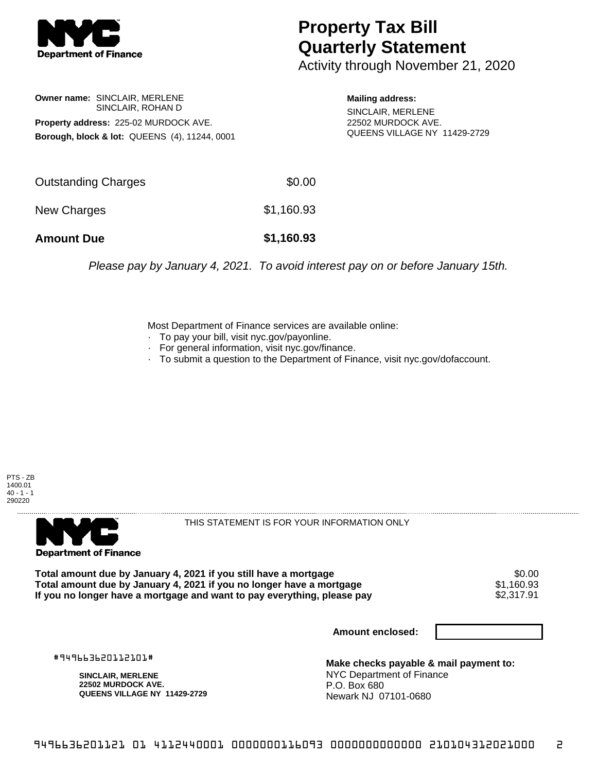# Property Tax Bill Quarterly Statement

Activity through November 21, 2020

**Owner name:** SINCLAIR, MERLENE
SINCLAIR, ROHAN D

**Property address:** 225-02 MURDOCK AVE.

**Borough, block & lot:** QUEENS (4), 11244, 0001

**Mailing address:**
SINCLAIR, MERLENE
22502 MURDOCK AVE.
QUEENS VILLAGE NY 11429-2729

| | |
|---|---|
| Outstanding Charges | $0.00 |
| New Charges | $1,160.93 |
| **Amount Due** | **$1,160.93** |

*Please pay by January 4, 2021. To avoid interest pay on or before January 15th.*

Most Department of Finance services are available online:

- To pay your bill, visit nyc.gov/payonline.
- For general information, visit nyc.gov/finance.
- To submit a question to the Department of Finance, visit nyc.gov/dofaccount.

PTS - ZB
1400.01
40 - 1 - 1
290220

THIS STATEMENT IS FOR YOUR INFORMATION ONLY

| | |
|---|---|
| **Total amount due by January 4, 2021 if you still have a mortgage** | $0.00 |
| **Total amount due by January 4, 2021 if you no longer have a mortgage** | $1,160.93 |
| **If you no longer have a mortgage and want to pay everything, please pay** | $2,317.91 |

**Amount enclosed:**

#949663620112101#

**SINCLAIR, MERLENE**
**22502 MURDOCK AVE.**
**QUEENS VILLAGE NY 11429-2729**

**Make checks payable & mail payment to:**
NYC Department of Finance
P.O. Box 680
Newark NJ 07101-0680

9496636201121 01 4112440001 0000000116093 0000000000000 210104312021000 2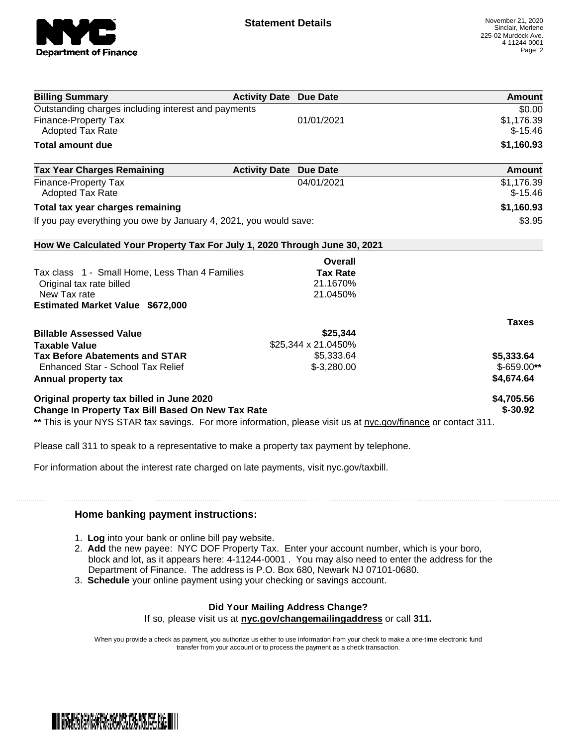# Statement Details

November 21, 2020
Sinclair, Merlene
225-02 Murdock Ave.
4-11244-0001

| Billing Summary | Activity Date | Due Date | Amount |
|---|---|---|---|
| Outstanding charges including interest and payments | | | $0.00 |
| Finance-Property Tax | | 01/01/2021 | $1,176.39 |
| Adopted Tax Rate | | | $-15.46 |
| **Total amount due** | | | **$1,160.93** |

| Tax Year Charges Remaining | Activity Date | Due Date | Amount |
|---|---|---|---|
| Finance-Property Tax | | 04/01/2021 | $1,176.39 |
| Adopted Tax Rate | | | $-15.46 |
| **Total tax year charges remaining** | | | **$1,160.93** |
| If you pay everything you owe by January 4, 2021, you would save: | | | $3.95 |

**How We Calculated Your Property Tax For July 1, 2020 Through June 30, 2021**

| | Overall Tax Rate | Taxes |
|---|---|---|
| Tax class 1 - Small Home, Less Than 4 Families | | |
| Original tax rate billed | 21.1670% | |
| New Tax rate | 21.0450% | |
| **Estimated Market Value $672,000** | | |
| **Billable Assessed Value** | **$25,344** | |
| **Taxable Value** | $25,344 x 21.0450% | |
| **Tax Before Abatements and STAR** | $5,333.64 | **$5,333.64** |
| Enhanced Star - School Tax Relief | $-3,280.00 | $-659.00** |
| **Annual property tax** | | **$4,674.64** |
| **Original property tax billed in June 2020** | | **$4,705.56** |
| **Change In Property Tax Bill Based On New Tax Rate** | | **$-30.92** |

** This is your NYS STAR tax savings. For more information, please visit us at nyc.gov/finance or contact 311.

Please call 311 to speak to a representative to make a property tax payment by telephone.

For information about the interest rate charged on late payments, visit nyc.gov/taxbill.

### Home banking payment instructions:

1. **Log** into your bank or online bill pay website.
2. **Add** the new payee: NYC DOF Property Tax. Enter your account number, which is your boro, block and lot, as it appears here: 4-11244-0001 . You may also need to enter the address for the Department of Finance. The address is P.O. Box 680, Newark NJ 07101-0680.
3. **Schedule** your online payment using your checking or savings account.

**Did Your Mailing Address Change?**

If so, please visit us at **nyc.gov/changemailingaddress** or call **311.**

When you provide a check as payment, you authorize us either to use information from your check to make a one-time electronic fund transfer from your account or to process the payment as a check transaction.